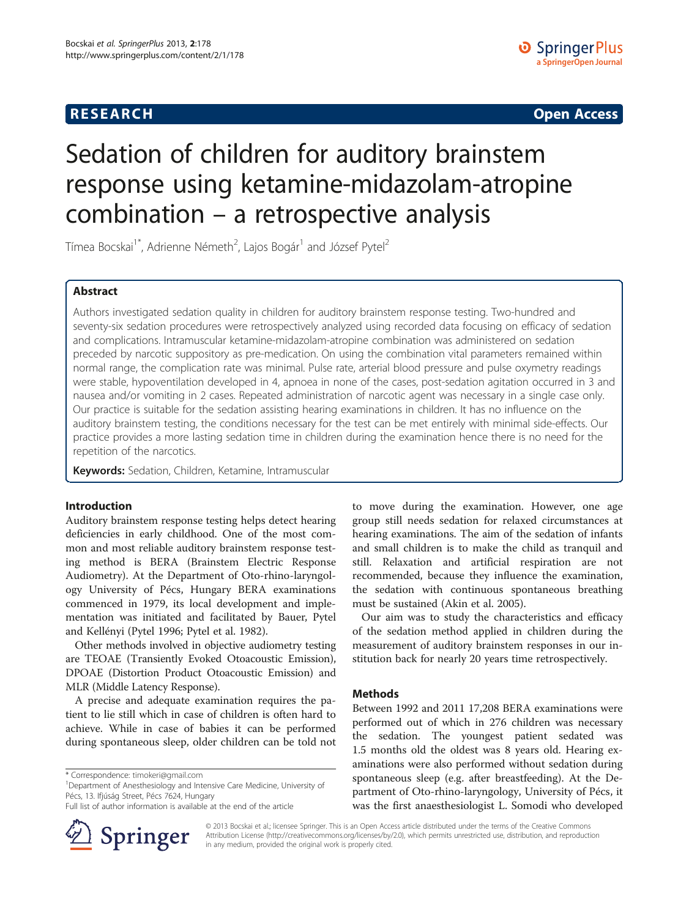RESEARCH Open Access

# Sedation of children for auditory brainstem response using ketamine-midazolam-atropine combination – a retrospective analysis

Tímea Bocskai[1*], Adrienne Németh[2], Lajos Bogár[1] and József Pytel[2]

## Abstract

Authors investigated sedation quality in children for auditory brainstem response testing. Two-hundred and seventy-six sedation procedures were retrospectively analyzed using recorded data focusing on efficacy of sedation and complications. Intramuscular ketamine-midazolam-atropine combination was administered on sedation preceded by narcotic suppository as pre-medication. On using the combination vital parameters remained within normal range, the complication rate was minimal. Pulse rate, arterial blood pressure and pulse oxymetry readings were stable, hypoventilation developed in 4, apnoea in none of the cases, post-sedation agitation occurred in 3 and nausea and/or vomiting in 2 cases. Repeated administration of narcotic agent was necessary in a single case only. Our practice is suitable for the sedation assisting hearing examinations in children. It has no influence on the auditory brainstem testing, the conditions necessary for the test can be met entirely with minimal side-effects. Our practice provides a more lasting sedation time in children during the examination hence there is no need for the repetition of the narcotics.

**Keywords:** Sedation, Children, Ketamine, Intramuscular

## Introduction

Auditory brainstem response testing helps detect hearing deficiencies in early childhood. One of the most common and most reliable auditory brainstem response testing method is BERA (Brainstem Electric Response Audiometry). At the Department of Oto-rhino-laryngology University of Pécs, Hungary BERA examinations commenced in 1979, its local development and implementation was initiated and facilitated by Bauer, Pytel and Kellényi (Pytel 1996; Pytel et al. 1982).

Other methods involved in objective audiometry testing are TEOAE (Transiently Evoked Otoacoustic Emission), DPOAE (Distortion Product Otoacoustic Emission) and MLR (Middle Latency Response).

A precise and adequate examination requires the patient to lie still which in case of children is often hard to achieve. While in case of babies it can be performed during spontaneous sleep, older children can be told not to move during the examination. However, one age group still needs sedation for relaxed circumstances at hearing examinations. The aim of the sedation of infants and small children is to make the child as tranquil and still. Relaxation and artificial respiration are not recommended, because they influence the examination, the sedation with continuous spontaneous breathing must be sustained (Akin et al. 2005).

Our aim was to study the characteristics and efficacy of the sedation method applied in children during the measurement of auditory brainstem responses in our institution back for nearly 20 years time retrospectively.

## Methods

Between 1992 and 2011 17,208 BERA examinations were performed out of which in 276 children was necessary the sedation. The youngest patient sedated was 1.5 months old the oldest was 8 years old. Hearing examinations were also performed without sedation during spontaneous sleep (e.g. after breastfeeding). At the Department of Oto-rhino-laryngology, University of Pécs, it was the first anaesthesiologist L. Somodi who developed

\* Correspondence: timokeri@gmail.com
[1]Department of Anesthesiology and Intensive Care Medicine, University of Pécs, 13. Ifjúság Street, Pécs 7624, Hungary
Full list of author information is available at the end of the article

© 2013 Bocskai et al.; licensee Springer. This is an Open Access article distributed under the terms of the Creative Commons Attribution License (http://creativecommons.org/licenses/by/2.0), which permits unrestricted use, distribution, and reproduction in any medium, provided the original work is properly cited.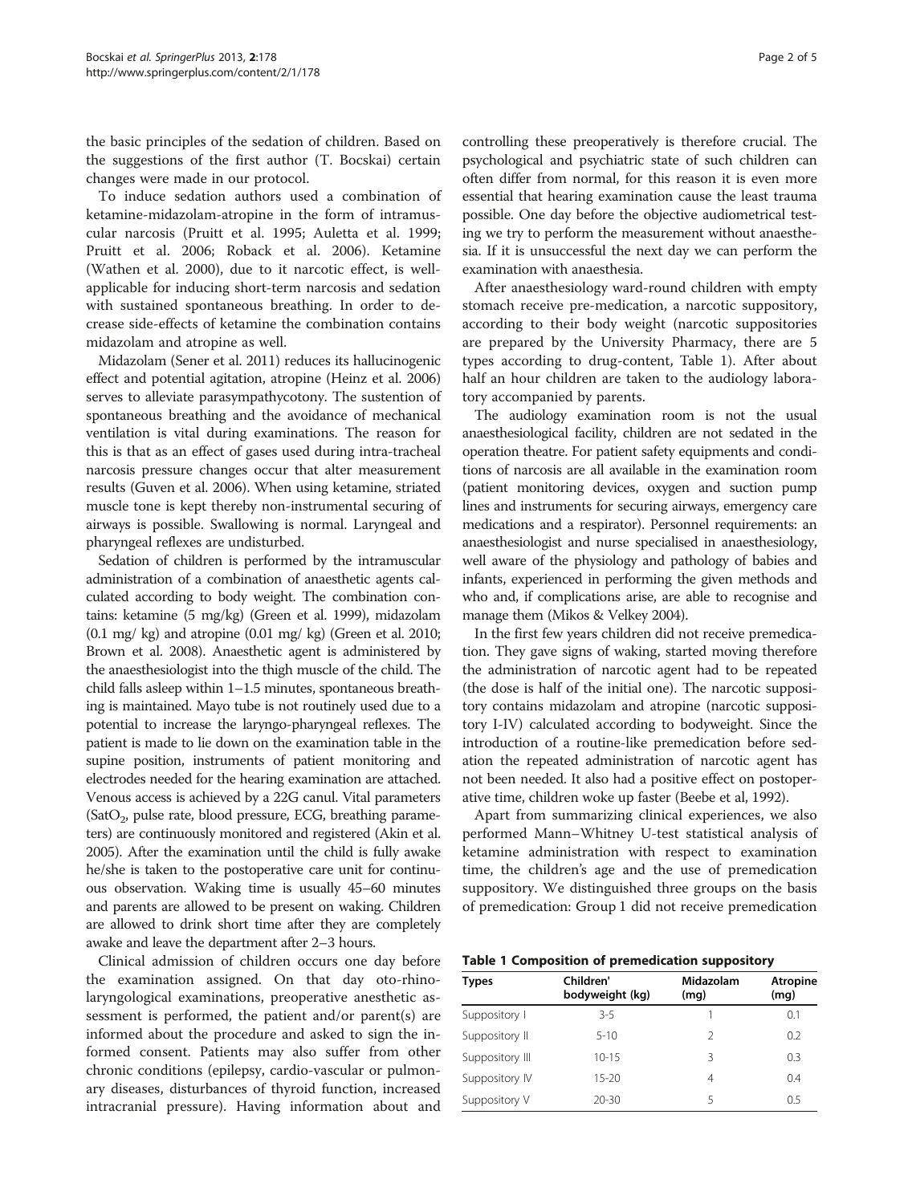the basic principles of the sedation of children. Based on the suggestions of the first author (T. Bocskai) certain changes were made in our protocol.

To induce sedation authors used a combination of ketamine-midazolam-atropine in the form of intramuscular narcosis (Pruitt et al. 1995; Auletta et al. 1999; Pruitt et al. 2006; Roback et al. 2006). Ketamine (Wathen et al. 2000), due to it narcotic effect, is well-applicable for inducing short-term narcosis and sedation with sustained spontaneous breathing. In order to decrease side-effects of ketamine the combination contains midazolam and atropine as well.

Midazolam (Sener et al. 2011) reduces its hallucinogenic effect and potential agitation, atropine (Heinz et al. 2006) serves to alleviate parasympathycotony. The sustention of spontaneous breathing and the avoidance of mechanical ventilation is vital during examinations. The reason for this is that as an effect of gases used during intra-tracheal narcosis pressure changes occur that alter measurement results (Guven et al. 2006). When using ketamine, striated muscle tone is kept thereby non-instrumental securing of airways is possible. Swallowing is normal. Laryngeal and pharyngeal reflexes are undisturbed.

Sedation of children is performed by the intramuscular administration of a combination of anaesthetic agents calculated according to body weight. The combination contains: ketamine (5 mg/kg) (Green et al. 1999), midazolam (0.1 mg/ kg) and atropine (0.01 mg/ kg) (Green et al. 2010; Brown et al. 2008). Anaesthetic agent is administered by the anaesthesiologist into the thigh muscle of the child. The child falls asleep within 1–1.5 minutes, spontaneous breathing is maintained. Mayo tube is not routinely used due to a potential to increase the laryngo-pharyngeal reflexes. The patient is made to lie down on the examination table in the supine position, instruments of patient monitoring and electrodes needed for the hearing examination are attached. Venous access is achieved by a 22G canul. Vital parameters ($SatO_2$, pulse rate, blood pressure, ECG, breathing parameters) are continuously monitored and registered (Akin et al. 2005). After the examination until the child is fully awake he/she is taken to the postoperative care unit for continuous observation. Waking time is usually 45–60 minutes and parents are allowed to be present on waking. Children are allowed to drink short time after they are completely awake and leave the department after 2–3 hours.

Clinical admission of children occurs one day before the examination assigned. On that day oto-rhino-laryngological examinations, preoperative anesthetic assessment is performed, the patient and/or parent(s) are informed about the procedure and asked to sign the informed consent. Patients may also suffer from other chronic conditions (epilepsy, cardio-vascular or pulmonary diseases, disturbances of thyroid function, increased intracranial pressure). Having information about and controlling these preoperatively is therefore crucial. The psychological and psychiatric state of such children can often differ from normal, for this reason it is even more essential that hearing examination cause the least trauma possible. One day before the objective audiometrical testing we try to perform the measurement without anaesthesia. If it is unsuccessful the next day we can perform the examination with anaesthesia.

After anaesthesiology ward-round children with empty stomach receive pre-medication, a narcotic suppository, according to their body weight (narcotic suppositories are prepared by the University Pharmacy, there are 5 types according to drug-content, Table 1). After about half an hour children are taken to the audiology laboratory accompanied by parents.

The audiology examination room is not the usual anaesthesiological facility, children are not sedated in the operation theatre. For patient safety equipments and conditions of narcosis are all available in the examination room (patient monitoring devices, oxygen and suction pump lines and instruments for securing airways, emergency care medications and a respirator). Personnel requirements: an anaesthesiologist and nurse specialised in anaesthesiology, well aware of the physiology and pathology of babies and infants, experienced in performing the given methods and who and, if complications arise, are able to recognise and manage them (Mikos & Velkey 2004).

In the first few years children did not receive premedication. They gave signs of waking, started moving therefore the administration of narcotic agent had to be repeated (the dose is half of the initial one). The narcotic suppository contains midazolam and atropine (narcotic suppository I-IV) calculated according to bodyweight. Since the introduction of a routine-like premedication before sedation the repeated administration of narcotic agent has not been needed. It also had a positive effect on postoperative time, children woke up faster (Beebe et al, 1992).

Apart from summarizing clinical experiences, we also performed Mann–Whitney U-test statistical analysis of ketamine administration with respect to examination time, the children's age and the use of premedication suppository. We distinguished three groups on the basis of premedication: Group 1 did not receive premedication

**Table 1 Composition of premedication suppository**

| Types | Children' bodyweight (kg) | Midazolam (mg) | Atropine (mg) |
|---|---|---|---|
| Suppository I | 3-5 | 1 | 0.1 |
| Suppository II | 5-10 | 2 | 0.2 |
| Suppository III | 10-15 | 3 | 0.3 |
| Suppository IV | 15-20 | 4 | 0.4 |
| Suppository V | 20-30 | 5 | 0.5 |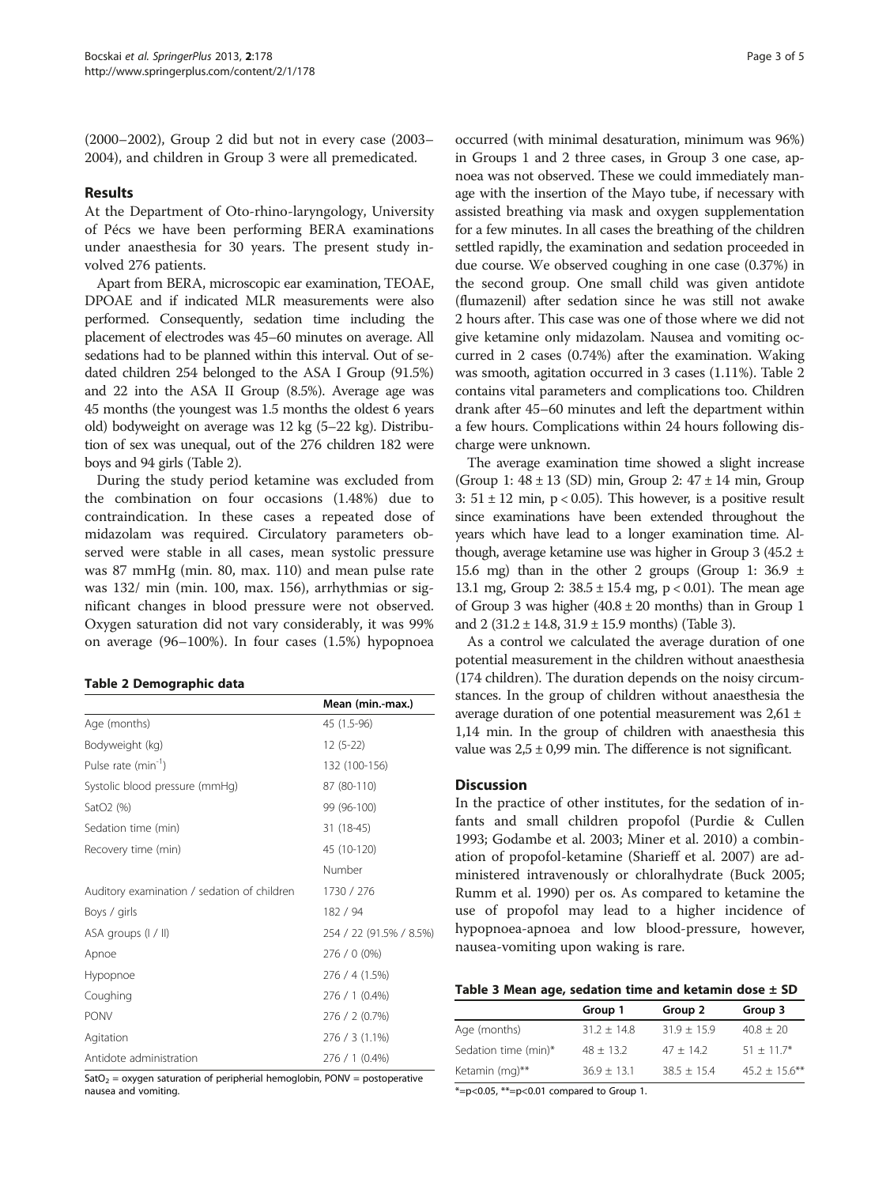(2000–2002), Group 2 did but not in every case (2003–2004), and children in Group 3 were all premedicated.

## Results

At the Department of Oto-rhino-laryngology, University of Pécs we have been performing BERA examinations under anaesthesia for 30 years. The present study involved 276 patients.

Apart from BERA, microscopic ear examination, TEOAE, DPOAE and if indicated MLR measurements were also performed. Consequently, sedation time including the placement of electrodes was 45–60 minutes on average. All sedations had to be planned within this interval. Out of sedated children 254 belonged to the ASA I Group (91.5%) and 22 into the ASA II Group (8.5%). Average age was 45 months (the youngest was 1.5 months the oldest 6 years old) bodyweight on average was 12 kg (5–22 kg). Distribution of sex was unequal, out of the 276 children 182 were boys and 94 girls (Table 2).

During the study period ketamine was excluded from the combination on four occasions (1.48%) due to contraindication. In these cases a repeated dose of midazolam was required. Circulatory parameters observed were stable in all cases, mean systolic pressure was 87 mmHg (min. 80, max. 110) and mean pulse rate was 132/ min (min. 100, max. 156), arrhythmias or significant changes in blood pressure were not observed. Oxygen saturation did not vary considerably, it was 99% on average (96–100%). In four cases (1.5%) hypopnoea occurred (with minimal desaturation, minimum was 96%) in Groups 1 and 2 three cases, in Group 3 one case, apnoea was not observed. These we could immediately manage with the insertion of the Mayo tube, if necessary with assisted breathing via mask and oxygen supplementation for a few minutes. In all cases the breathing of the children settled rapidly, the examination and sedation proceeded in due course. We observed coughing in one case (0.37%) in the second group. One small child was given antidote (flumazenil) after sedation since he was still not awake 2 hours after. This case was one of those where we did not give ketamine only midazolam. Nausea and vomiting occurred in 2 cases (0.74%) after the examination. Waking was smooth, agitation occurred in 3 cases (1.11%). Table 2 contains vital parameters and complications too. Children drank after 45–60 minutes and left the department within a few hours. Complications within 24 hours following discharge were unknown.

**Table 2 Demographic data**

| | Mean (min.-max.) |
|---|---|
| Age (months) | 45 (1.5-96) |
| Bodyweight (kg) | 12 (5-22) |
| Pulse rate ($min^{-1}$) | 132 (100-156) |
| Systolic blood pressure (mmHg) | 87 (80-110) |
| SatO2 (%) | 99 (96-100) |
| Sedation time (min) | 31 (18-45) |
| Recovery time (min) | 45 (10-120) |
| | Number |
| Auditory examination / sedation of children | 1730 / 276 |
| Boys / girls | 182 / 94 |
| ASA groups (I / II) | 254 / 22 (91.5% / 8.5%) |
| Apnoe | 276 / 0 (0%) |
| Hypopnoe | 276 / 4 (1.5%) |
| Coughing | 276 / 1 (0.4%) |
| PONV | 276 / 2 (0.7%) |
| Agitation | 276 / 3 (1.1%) |
| Antidote administration | 276 / 1 (0.4%) |

$SatO_2$ = oxygen saturation of peripherial hemoglobin, PONV = postoperative nausea and vomiting.

The average examination time showed a slight increase (Group 1: 48 ± 13 (SD) min, Group 2: 47 ± 14 min, Group 3: 51 ± 12 min, $p < 0.05$). This however, is a positive result since examinations have been extended throughout the years which have lead to a longer examination time. Although, average ketamine use was higher in Group 3 (45.2 ± 15.6 mg) than in the other 2 groups (Group 1: 36.9 ± 13.1 mg, Group 2: 38.5 ± 15.4 mg, $p < 0.01$). The mean age of Group 3 was higher (40.8 ± 20 months) than in Group 1 and 2 (31.2 ± 14.8, 31.9 ± 15.9 months) (Table 3).

As a control we calculated the average duration of one potential measurement in the children without anaesthesia (174 children). The duration depends on the noisy circumstances. In the group of children without anaesthesia the average duration of one potential measurement was 2,61 ± 1,14 min. In the group of children with anaesthesia this value was 2,5 ± 0,99 min. The difference is not significant.

## Discussion

In the practice of other institutes, for the sedation of infants and small children propofol (Purdie & Cullen 1993; Godambe et al. 2003; Miner et al. 2010) a combination of propofol-ketamine (Sharieff et al. 2007) are administered intravenously or chloralhydrate (Buck 2005; Rumm et al. 1990) per os. As compared to ketamine the use of propofol may lead to a higher incidence of hypopnoea-apnoea and low blood-pressure, however, nausea-vomiting upon waking is rare.

**Table 3 Mean age, sedation time and ketamin dose ± SD**

| | Group 1 | Group 2 | Group 3 |
|---|---|---|---|
| Age (months) | 31.2 ± 14.8 | 31.9 ± 15.9 | 40.8 ± 20 |
| Sedation time (min)* | 48 ± 13.2 | 47 ± 14.2 | 51 ± 11.7* |
| Ketamin (mg)** | 36.9 ± 13.1 | 38.5 ± 15.4 | 45.2 ± 15.6** |

*=$p<0.05$, **=$p<0.01$ compared to Group 1.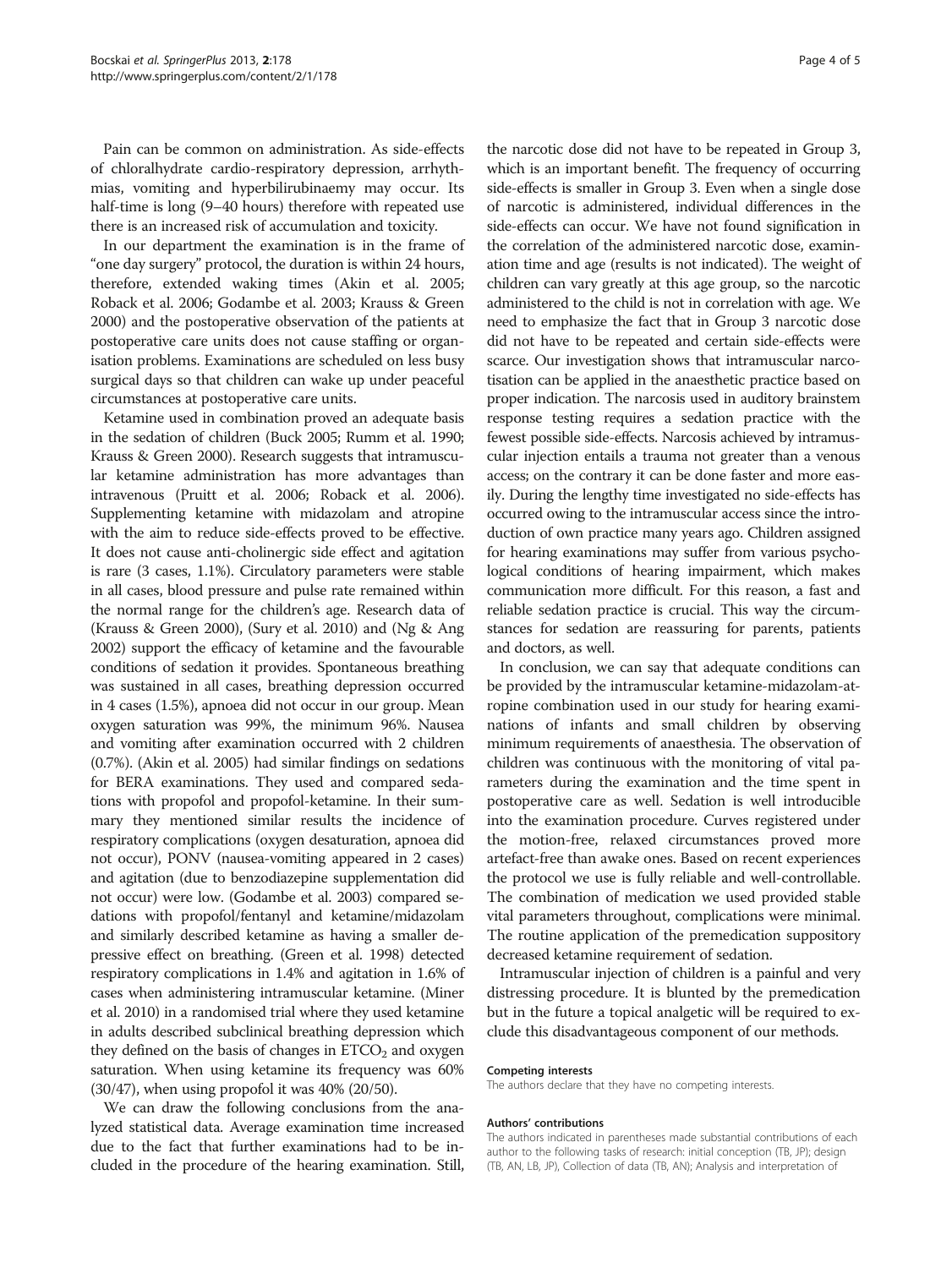Pain can be common on administration. As side-effects of chloralhydrate cardio-respiratory depression, arrhythmias, vomiting and hyperbilirubinaemy may occur. Its half-time is long (9–40 hours) therefore with repeated use there is an increased risk of accumulation and toxicity.

In our department the examination is in the frame of "one day surgery" protocol, the duration is within 24 hours, therefore, extended waking times (Akin et al. 2005; Roback et al. 2006; Godambe et al. 2003; Krauss & Green 2000) and the postoperative observation of the patients at postoperative care units does not cause staffing or organisation problems. Examinations are scheduled on less busy surgical days so that children can wake up under peaceful circumstances at postoperative care units.

Ketamine used in combination proved an adequate basis in the sedation of children (Buck 2005; Rumm et al. 1990; Krauss & Green 2000). Research suggests that intramuscular ketamine administration has more advantages than intravenous (Pruitt et al. 2006; Roback et al. 2006). Supplementing ketamine with midazolam and atropine with the aim to reduce side-effects proved to be effective. It does not cause anti-cholinergic side effect and agitation is rare (3 cases, 1.1%). Circulatory parameters were stable in all cases, blood pressure and pulse rate remained within the normal range for the children's age. Research data of (Krauss & Green 2000), (Sury et al. 2010) and (Ng & Ang 2002) support the efficacy of ketamine and the favourable conditions of sedation it provides. Spontaneous breathing was sustained in all cases, breathing depression occurred in 4 cases (1.5%), apnoea did not occur in our group. Mean oxygen saturation was 99%, the minimum 96%. Nausea and vomiting after examination occurred with 2 children (0.7%). (Akin et al. 2005) had similar findings on sedations for BERA examinations. They used and compared sedations with propofol and propofol-ketamine. In their summary they mentioned similar results the incidence of respiratory complications (oxygen desaturation, apnoea did not occur), PONV (nausea-vomiting appeared in 2 cases) and agitation (due to benzodiazepine supplementation did not occur) were low. (Godambe et al. 2003) compared sedations with propofol/fentanyl and ketamine/midazolam and similarly described ketamine as having a smaller depressive effect on breathing. (Green et al. 1998) detected respiratory complications in 1.4% and agitation in 1.6% of cases when administering intramuscular ketamine. (Miner et al. 2010) in a randomised trial where they used ketamine in adults described subclinical breathing depression which they defined on the basis of changes in $ETCO_2$ and oxygen saturation. When using ketamine its frequency was 60% (30/47), when using propofol it was 40% (20/50).

We can draw the following conclusions from the analyzed statistical data. Average examination time increased due to the fact that further examinations had to be included in the procedure of the hearing examination. Still, the narcotic dose did not have to be repeated in Group 3, which is an important benefit. The frequency of occurring side-effects is smaller in Group 3. Even when a single dose of narcotic is administered, individual differences in the side-effects can occur. We have not found signification in the correlation of the administered narcotic dose, examination time and age (results is not indicated). The weight of children can vary greatly at this age group, so the narcotic administered to the child is not in correlation with age. We need to emphasize the fact that in Group 3 narcotic dose did not have to be repeated and certain side-effects were scarce. Our investigation shows that intramuscular narcotisation can be applied in the anaesthetic practice based on proper indication. The narcosis used in auditory brainstem response testing requires a sedation practice with the fewest possible side-effects. Narcosis achieved by intramuscular injection entails a trauma not greater than a venous access; on the contrary it can be done faster and more easily. During the lengthy time investigated no side-effects has occurred owing to the intramuscular access since the introduction of own practice many years ago. Children assigned for hearing examinations may suffer from various psychological conditions of hearing impairment, which makes communication more difficult. For this reason, a fast and reliable sedation practice is crucial. This way the circumstances for sedation are reassuring for parents, patients and doctors, as well.

In conclusion, we can say that adequate conditions can be provided by the intramuscular ketamine-midazolam-atropine combination used in our study for hearing examinations of infants and small children by observing minimum requirements of anaesthesia. The observation of children was continuous with the monitoring of vital parameters during the examination and the time spent in postoperative care as well. Sedation is well introducible into the examination procedure. Curves registered under the motion-free, relaxed circumstances proved more artefact-free than awake ones. Based on recent experiences the protocol we use is fully reliable and well-controllable. The combination of medication we used provided stable vital parameters throughout, complications were minimal. The routine application of the premedication suppository decreased ketamine requirement of sedation.

Intramuscular injection of children is a painful and very distressing procedure. It is blunted by the premedication but in the future a topical analgetic will be required to exclude this disadvantageous component of our methods.

#### Competing interests

The authors declare that they have no competing interests.

#### Authors' contributions

The authors indicated in parentheses made substantial contributions of each author to the following tasks of research: initial conception (TB, JP); design (TB, AN, LB, JP), Collection of data (TB, AN); Analysis and interpretation of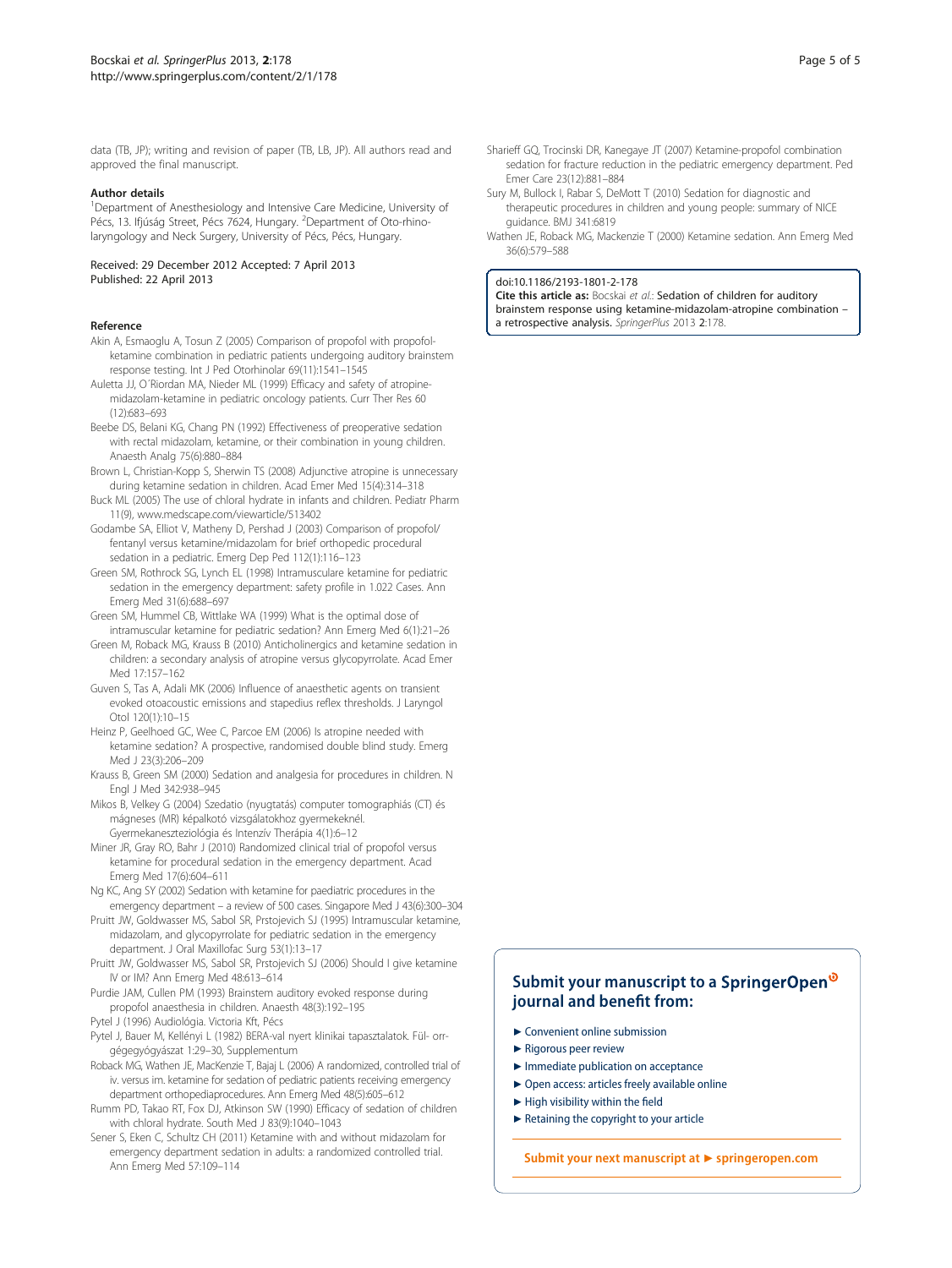data (TB, JP); writing and revision of paper (TB, LB, JP). All authors read and approved the final manuscript.

### Author details

[1]Department of Anesthesiology and Intensive Care Medicine, University of Pécs, 13. Ifjúság Street, Pécs 7624, Hungary. [2]Department of Oto-rhino-laryngology and Neck Surgery, University of Pécs, Pécs, Hungary.

Received: 29 December 2012 Accepted: 7 April 2013
Published: 22 April 2013

### Reference

Akin A, Esmaoglu A, Tosun Z (2005) Comparison of propofol with propofol-ketamine combination in pediatric patients undergoing auditory brainstem response testing. Int J Ped Otorhinolar 69(11):1541–1545

Auletta JJ, O´Riordan MA, Nieder ML (1999) Efficacy and safety of atropine-midazolam-ketamine in pediatric oncology patients. Curr Ther Res 60 (12):683–693

Beebe DS, Belani KG, Chang PN (1992) Effectiveness of preoperative sedation with rectal midazolam, ketamine, or their combination in young children. Anaesth Analg 75(6):880–884

Brown L, Christian-Kopp S, Sherwin TS (2008) Adjunctive atropine is unnecessary during ketamine sedation in children. Acad Emer Med 15(4):314–318

Buck ML (2005) The use of chloral hydrate in infants and children. Pediatr Pharm 11(9), www.medscape.com/viewarticle/513402

Godambe SA, Elliot V, Matheny D, Pershad J (2003) Comparison of propofol/fentanyl versus ketamine/midazolam for brief orthopedic procedural sedation in a pediatric. Emerg Dep Ped 112(1):116–123

Green SM, Rothrock SG, Lynch EL (1998) Intramusculare ketamine for pediatric sedation in the emergency department: safety profile in 1.022 Cases. Ann Emerg Med 31(6):688–697

Green SM, Hummel CB, Wittlake WA (1999) What is the optimal dose of intramuscular ketamine for pediatric sedation? Ann Emerg Med 6(1):21–26

Green M, Roback MG, Krauss B (2010) Anticholinergics and ketamine sedation in children: a secondary analysis of atropine versus glycopyrrolate. Acad Emer Med 17:157–162

Guven S, Tas A, Adali MK (2006) Influence of anaesthetic agents on transient evoked otoacoustic emissions and stapedius reflex thresholds. J Laryngol Otol 120(1):10–15

Heinz P, Geelhoed GC, Wee C, Parcoe EM (2006) Is atropine needed with ketamine sedation? A prospective, randomised double blind study. Emerg Med J 23(3):206–209

Krauss B, Green SM (2000) Sedation and analgesia for procedures in children. N Engl J Med 342:938–945

Mikos B, Velkey G (2004) Szedatio (nyugtatás) computer tomographiás (CT) és mágneses (MR) képalkotó vizsgálatokhoz gyermekeknél. Gyermekaneszteziológia és Intenzív Therápia 4(1):6–12

Miner JR, Gray RO, Bahr J (2010) Randomized clinical trial of propofol versus ketamine for procedural sedation in the emergency department. Acad Emerg Med 17(6):604–611

Ng KC, Ang SY (2002) Sedation with ketamine for paediatric procedures in the emergency department – a review of 500 cases. Singapore Med J 43(6):300–304

Pruitt JW, Goldwasser MS, Sabol SR, Prstojevich SJ (1995) Intramuscular ketamine, midazolam, and glycopyrrolate for pediatric sedation in the emergency department. J Oral Maxillofac Surg 53(1):13–17

Pruitt JW, Goldwasser MS, Sabol SR, Prstojevich SJ (2006) Should I give ketamine IV or IM? Ann Emerg Med 48:613–614

Purdie JAM, Cullen PM (1993) Brainstem auditory evoked response during propofol anaesthesia in children. Anaesth 48(3):192–195

Pytel J (1996) Audiológia. Victoria Kft, Pécs

Pytel J, Bauer M, Kellényi L (1982) BERA-val nyert klinikai tapasztalatok. Fül- orr-gégegyógyászat 1:29–30, Supplementum

Roback MG, Wathen JE, MacKenzie T, Bajaj L (2006) A randomized, controlled trial of iv. versus im. ketamine for sedation of pediatric patients receiving emergency department orthopediaprocedures. Ann Emerg Med 48(5):605–612

Rumm PD, Takao RT, Fox DJ, Atkinson SW (1990) Efficacy of sedation of children with chloral hydrate. South Med J 83(9):1040–1043

Sener S, Eken C, Schultz CH (2011) Ketamine with and without midazolam for emergency department sedation in adults: a randomized controlled trial. Ann Emerg Med 57:109–114

Sharieff GQ, Trocinski DR, Kanegaye JT (2007) Ketamine-propofol combination sedation for fracture reduction in the pediatric emergency department. Ped Emer Care 23(12):881–884

Sury M, Bullock I, Rabar S, DeMott T (2010) Sedation for diagnostic and therapeutic procedures in children and young people: summary of NICE guidance. BMJ 341:6819

Wathen JE, Roback MG, Mackenzie T (2000) Ketamine sedation. Ann Emerg Med 36(6):579–588

doi:10.1186/2193-1801-2-178
**Cite this article as:** Bocskai *et al.*: Sedation of children for auditory brainstem response using ketamine-midazolam-atropine combination – a retrospective analysis. *SpringerPlus* 2013 **2**:178.

**Submit your manuscript to a SpringerOpen journal and benefit from:**

- ► Convenient online submission
- ► Rigorous peer review
- ► Immediate publication on acceptance
- ► Open access: articles freely available online
- ► High visibility within the field
- ► Retaining the copyright to your article

**Submit your next manuscript at ► springeropen.com**